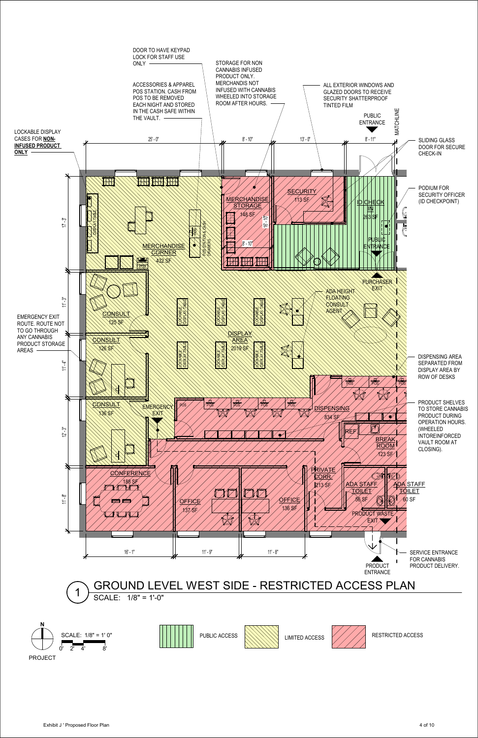DOOR TO HAVE KEYPAD LOCK FOR STAFF USE ONLY

ACCESSORIES & APPAREL POS STATION. CASH FROM POS TO BE REMOVED EACH NIGHT AND STORED IN THE CASH SAFE WITHIN THE VAULT.

STORAGE FOR NON CANNABIS INFUSED PRODUCT ONLY. MERCHANDIS NOT INFUSED WITH CANNABIS WHEELED INTO STORAGE ROOM AFTER HOURS.

ALL EXTERIOR WINDOWS AND GLAZED DOORS TO RECEIVE SECURITY SHATTERPROOF TINTED FILM

PUBLIC ENTRANCE

MATCHLINE

LOCKABLE DISPLAY CASES FOR **NON-INFUSED PRODUCT ONLY**

SLIDING GLASS DOOR FOR SECURE CHECK-IN

PODIUM FOR SECURITY OFFICER (ID CHECKPOINT)

25' - 0" | 8' - 10" | 13' - 0" | 8' - 11"

17' - 3" | 11' - 3" | 11' - 4" | 12' - 3" | 11' - 8"

MERCHANDISE STORAGE 148 SF

SECURITY 113 SF

ID CHECK IN 263 SF

PUBLIC ENTRANCE

MERCHANDISE CORNER 432 SF

POS STATION & CASH DRAWERS

DISPLAY TABLE

ATM

16' - 10"

8' - 10"

PURCHASER EXIT

ADA HEIGHT FLOATING CONSULT AGENT

CONSULT 125 SF

CONSULT 126 SF

CONSULT 136 SF

DISPLAY AREA 2019 SF

LOCKABLE DISPLAY TABLE

EMERGENCY EXIT ROUTE. ROUTE NOT TO GO THROUGH ANY CANNABIS PRODUCT STORAGE AREAS

DISPENSING AREA SEPARATED FROM DISPLAY AREA BY ROW OF DESKS

EMERGENCY EXIT

POS

DISPENSING 834 SF

REF

BREAK ROOM 123 SF

PRODUCT SHELVES TO STORE CANNABIS PRODUCT DURING OPERATION HOURS. (WHEELED INTOREINFORCED VAULT ROOM AT CLOSING).

CONFERENCE 188 SF

OFFICE 137 SF

OFFICE 136 SF

PRIVATE CORR. 213 SF

ADA STAFF TOILET 56 SF

ADA STAFF TOILET 60 SF

PRODUCT WASTE EXIT

16' - 1" | 11' - 9" | 11' - 8"

PRODUCT ENTRANCE

SERVICE ENTRANCE FOR CANNABIS PRODUCT DELIVERY.

# 1 GROUND LEVEL WEST SIDE - RESTRICTED ACCESS PLAN

SCALE: 1/8" = 1'-0"

N

SCALE: 1/8" = 1' 0"

0' 2' 4' 8'

PROJECT

PUBLIC ACCESS | LIMITED ACCESS | RESTRICTED ACCESS

Exhibit J " Proposed Floor Plan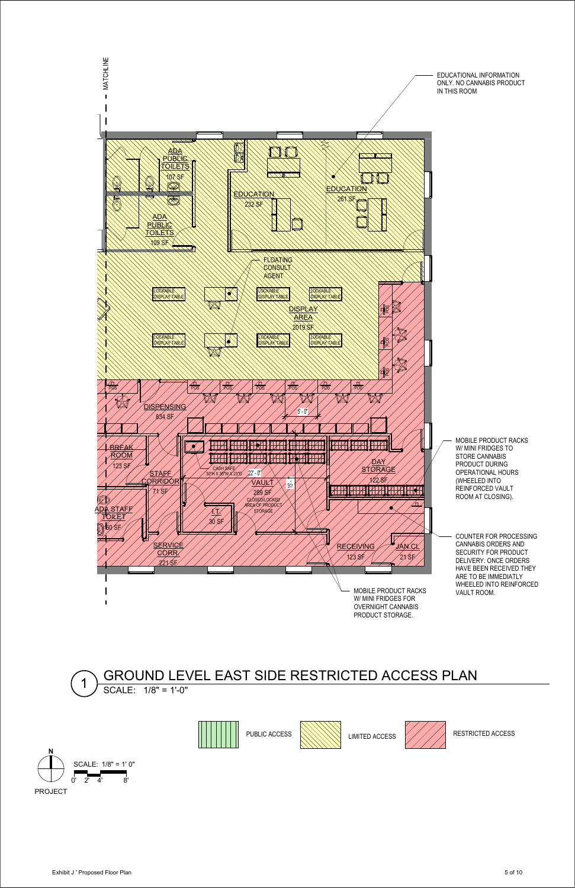MATCHLINE

EDUCATIONAL INFORMATION ONLY. NO CANNABIS PRODUCT IN THIS ROOM

ADA PUBLIC TOILETS
107 SF

ADA PUBLIC TOILETS
109 SF

EDUCATION
232 SF

EDUCATION
261 SF

FLOATING CONSULT AGENT

LOCKABLE DISPLAY TABLE

DISPLAY AREA
2019 SF

POS

DISPENSING
834 SF

5' - 0"

BREAK ROOM
123 SF

STAFF CORRIDOR
71 SF

CASH SAFE
30"H X 36"W X 23"D

22' - 0"

15' - 0"

VAULT
289 SF
CLOSED/LOCKED AREA OF PRODUCT STORAGE

DAY STORAGE
122 SF

MOBILE PRODUCT RACKS W/ MINI FRIDGES TO STORE CANNABIS PRODUCT DURING OPERATIONAL HOURS (WHEELED INTO REINFORCED VAULT ROOM AT CLOSING).

I.T.
30 SF

ADA STAFF TOILET
60 SF

SERVICE CORR.
221 SF

RECEIVING
123 SF

JAN.CL
21 SF

COUNTER FOR PROCESSING CANNABIS ORDERS AND SECURITY FOR PRODUCT DELIVERY. ONCE ORDERS HAVE BEEN RECEIVED THEY ARE TO BE IMMEDIATLY WHEELED INTO REINFORCED VAULT ROOM.

MOBILE PRODUCT RACKS W/ MINI FRIDGES FOR OVERNIGHT CANNABIS PRODUCT STORAGE.

## 1 GROUND LEVEL EAST SIDE RESTRICTED ACCESS PLAN

SCALE: 1/8" = 1'-0"

PUBLIC ACCESS

LIMITED ACCESS

RESTRICTED ACCESS

N

SCALE: 1/8" = 1' 0"

0' 2' 4' 8'

PROJECT

Exhibit J " Proposed Floor Plan